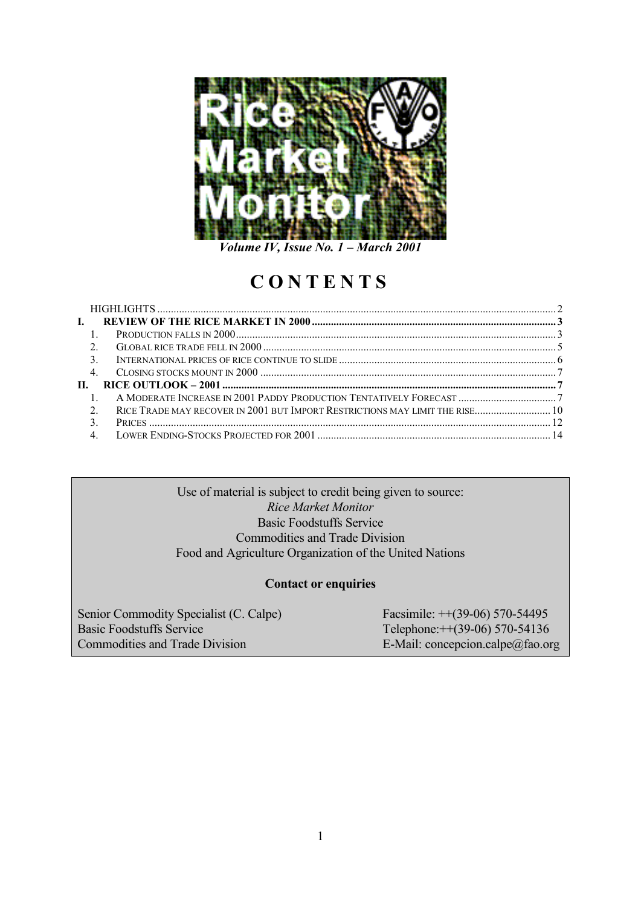# Rice Market Monitor

*Volume IV, Issue No. 1 – March 2001*

# CONTENTS

| | | |
|---|---|---|
| | HIGHLIGHTS | 2 |
| **I.** | **REVIEW OF THE RICE MARKET IN 2000** | **3** |
| 1. | PRODUCTION FALLS IN 2000 | 3 |
| 2. | GLOBAL RICE TRADE FELL IN 2000 | 5 |
| 3. | INTERNATIONAL PRICES OF RICE CONTINUE TO SLIDE | 6 |
| 4. | CLOSING STOCKS MOUNT IN 2000 | 7 |
| **II.** | **RICE OUTLOOK – 2001** | **7** |
| 1. | A MODERATE INCREASE IN 2001 PADDY PRODUCTION TENTATIVELY FORECAST | 7 |
| 2. | RICE TRADE MAY RECOVER IN 2001 BUT IMPORT RESTRICTIONS MAY LIMIT THE RISE | 10 |
| 3. | PRICES | 12 |
| 4. | LOWER ENDING-STOCKS PROJECTED FOR 2001 | 14 |

Use of material is subject to credit being given to source:
*Rice Market Monitor*
Basic Foodstuffs Service
Commodities and Trade Division
Food and Agriculture Organization of the United Nations

**Contact or enquiries**

Senior Commodity Specialist (C. Calpe)
Basic Foodstuffs Service
Commodities and Trade Division

Facsimile: ++(39-06) 570-54495
Telephone:++(39-06) 570-54136
E-Mail: concepcion.calpe@fao.org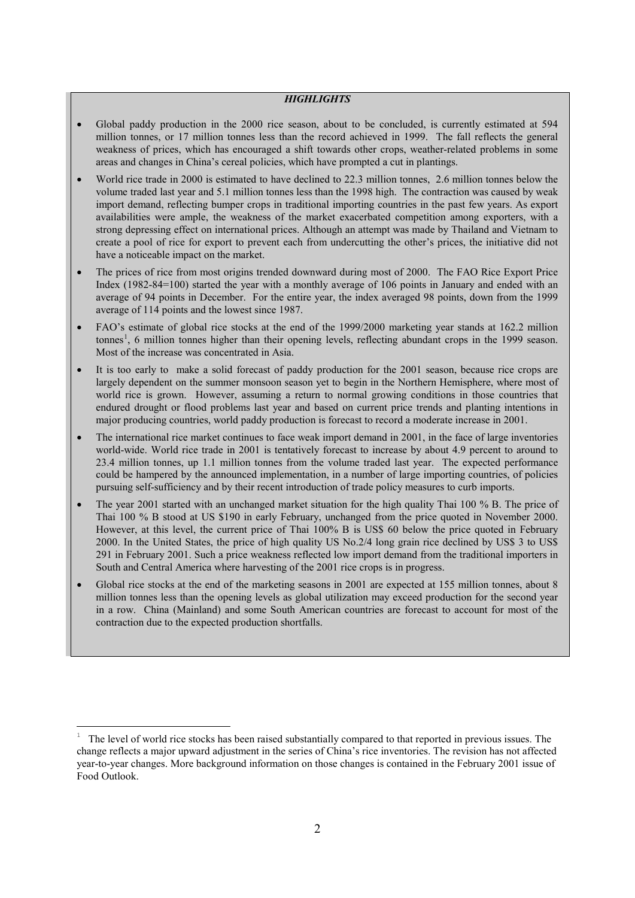*HIGHLIGHTS*

- Global paddy production in the 2000 rice season, about to be concluded, is currently estimated at 594 million tonnes, or 17 million tonnes less than the record achieved in 1999. The fall reflects the general weakness of prices, which has encouraged a shift towards other crops, weather-related problems in some areas and changes in China's cereal policies, which have prompted a cut in plantings.
- World rice trade in 2000 is estimated to have declined to 22.3 million tonnes, 2.6 million tonnes below the volume traded last year and 5.1 million tonnes less than the 1998 high. The contraction was caused by weak import demand, reflecting bumper crops in traditional importing countries in the past few years. As export availabilities were ample, the weakness of the market exacerbated competition among exporters, with a strong depressing effect on international prices. Although an attempt was made by Thailand and Vietnam to create a pool of rice for export to prevent each from undercutting the other's prices, the initiative did not have a noticeable impact on the market.
- The prices of rice from most origins trended downward during most of 2000. The FAO Rice Export Price Index (1982-84=100) started the year with a monthly average of 106 points in January and ended with an average of 94 points in December. For the entire year, the index averaged 98 points, down from the 1999 average of 114 points and the lowest since 1987.
- FAO's estimate of global rice stocks at the end of the 1999/2000 marketing year stands at 162.2 million tonnes[1], 6 million tonnes higher than their opening levels, reflecting abundant crops in the 1999 season. Most of the increase was concentrated in Asia.
- It is too early to make a solid forecast of paddy production for the 2001 season, because rice crops are largely dependent on the summer monsoon season yet to begin in the Northern Hemisphere, where most of world rice is grown. However, assuming a return to normal growing conditions in those countries that endured drought or flood problems last year and based on current price trends and planting intentions in major producing countries, world paddy production is forecast to record a moderate increase in 2001.
- The international rice market continues to face weak import demand in 2001, in the face of large inventories world-wide. World rice trade in 2001 is tentatively forecast to increase by about 4.9 percent to around to 23.4 million tonnes, up 1.1 million tonnes from the volume traded last year. The expected performance could be hampered by the announced implementation, in a number of large importing countries, of policies pursuing self-sufficiency and by their recent introduction of trade policy measures to curb imports.
- The year 2001 started with an unchanged market situation for the high quality Thai 100 % B. The price of Thai 100 % B stood at US $190 in early February, unchanged from the price quoted in November 2000. However, at this level, the current price of Thai 100% B is US$ 60 below the price quoted in February 2000. In the United States, the price of high quality US No.2/4 long grain rice declined by US$ 3 to US$ 291 in February 2001. Such a price weakness reflected low import demand from the traditional importers in South and Central America where harvesting of the 2001 rice crops is in progress.
- Global rice stocks at the end of the marketing seasons in 2001 are expected at 155 million tonnes, about 8 million tonnes less than the opening levels as global utilization may exceed production for the second year in a row. China (Mainland) and some South American countries are forecast to account for most of the contraction due to the expected production shortfalls.

---

[1] The level of world rice stocks has been raised substantially compared to that reported in previous issues. The change reflects a major upward adjustment in the series of China's rice inventories. The revision has not affected year-to-year changes. More background information on those changes is contained in the February 2001 issue of Food Outlook.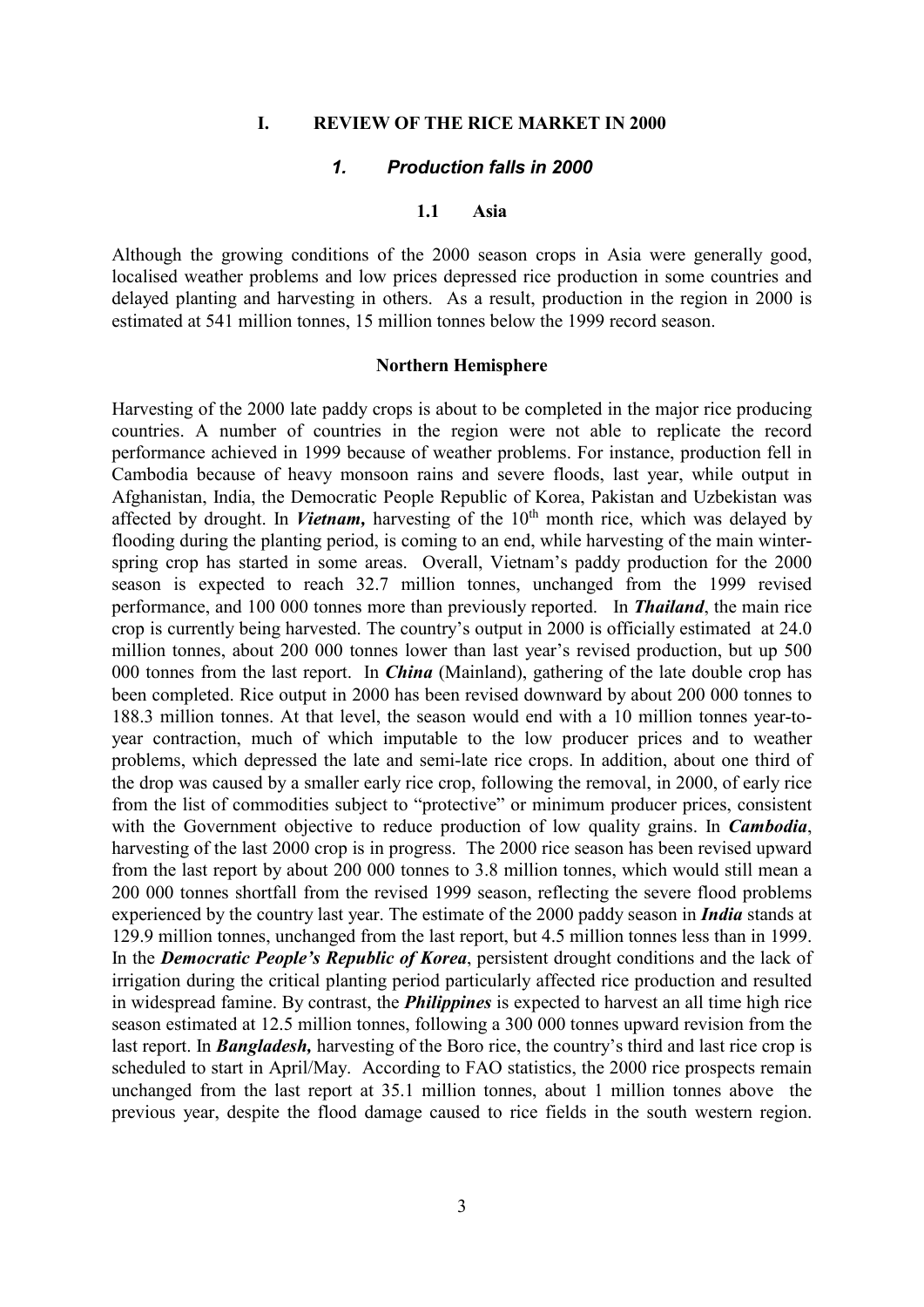# I. REVIEW OF THE RICE MARKET IN 2000

## *1. Production falls in 2000*

### 1.1 Asia

Although the growing conditions of the 2000 season crops in Asia were generally good, localised weather problems and low prices depressed rice production in some countries and delayed planting and harvesting in others. As a result, production in the region in 2000 is estimated at 541 million tonnes, 15 million tonnes below the 1999 record season.

#### Northern Hemisphere

Harvesting of the 2000 late paddy crops is about to be completed in the major rice producing countries. A number of countries in the region were not able to replicate the record performance achieved in 1999 because of weather problems. For instance, production fell in Cambodia because of heavy monsoon rains and severe floods, last year, while output in Afghanistan, India, the Democratic People Republic of Korea, Pakistan and Uzbekistan was affected by drought. In ***Vietnam,*** harvesting of the 10th month rice, which was delayed by flooding during the planting period, is coming to an end, while harvesting of the main winter-spring crop has started in some areas. Overall, Vietnam's paddy production for the 2000 season is expected to reach 32.7 million tonnes, unchanged from the 1999 revised performance, and 100 000 tonnes more than previously reported. In ***Thailand***, the main rice crop is currently being harvested. The country's output in 2000 is officially estimated at 24.0 million tonnes, about 200 000 tonnes lower than last year's revised production, but up 500 000 tonnes from the last report. In ***China*** (Mainland), gathering of the late double crop has been completed. Rice output in 2000 has been revised downward by about 200 000 tonnes to 188.3 million tonnes. At that level, the season would end with a 10 million tonnes year-to-year contraction, much of which imputable to the low producer prices and to weather problems, which depressed the late and semi-late rice crops. In addition, about one third of the drop was caused by a smaller early rice crop, following the removal, in 2000, of early rice from the list of commodities subject to "protective" or minimum producer prices, consistent with the Government objective to reduce production of low quality grains. In ***Cambodia***, harvesting of the last 2000 crop is in progress. The 2000 rice season has been revised upward from the last report by about 200 000 tonnes to 3.8 million tonnes, which would still mean a 200 000 tonnes shortfall from the revised 1999 season, reflecting the severe flood problems experienced by the country last year. The estimate of the 2000 paddy season in ***India*** stands at 129.9 million tonnes, unchanged from the last report, but 4.5 million tonnes less than in 1999. In the ***Democratic People's Republic of Korea***, persistent drought conditions and the lack of irrigation during the critical planting period particularly affected rice production and resulted in widespread famine. By contrast, the ***Philippines*** is expected to harvest an all time high rice season estimated at 12.5 million tonnes, following a 300 000 tonnes upward revision from the last report. In ***Bangladesh,*** harvesting of the Boro rice, the country's third and last rice crop is scheduled to start in April/May. According to FAO statistics, the 2000 rice prospects remain unchanged from the last report at 35.1 million tonnes, about 1 million tonnes above the previous year, despite the flood damage caused to rice fields in the south western region.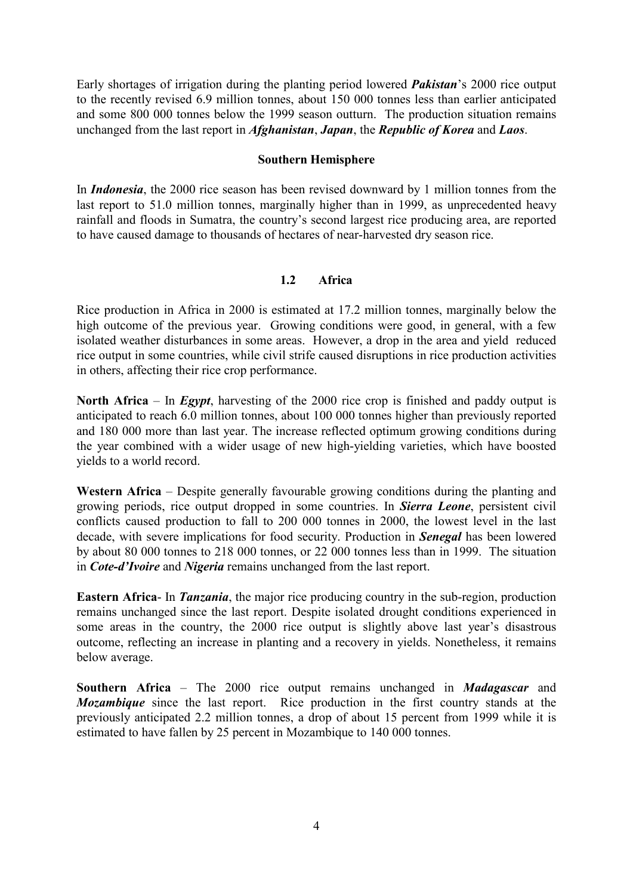Early shortages of irrigation during the planting period lowered ***Pakistan***'s 2000 rice output to the recently revised 6.9 million tonnes, about 150 000 tonnes less than earlier anticipated and some 800 000 tonnes below the 1999 season outturn. The production situation remains unchanged from the last report in ***Afghanistan***, ***Japan***, the ***Republic of Korea*** and ***Laos***.

**Southern Hemisphere**

In ***Indonesia***, the 2000 rice season has been revised downward by 1 million tonnes from the last report to 51.0 million tonnes, marginally higher than in 1999, as unprecedented heavy rainfall and floods in Sumatra, the country's second largest rice producing area, are reported to have caused damage to thousands of hectares of near-harvested dry season rice.

## 1.2 Africa

Rice production in Africa in 2000 is estimated at 17.2 million tonnes, marginally below the high outcome of the previous year. Growing conditions were good, in general, with a few isolated weather disturbances in some areas. However, a drop in the area and yield reduced rice output in some countries, while civil strife caused disruptions in rice production activities in others, affecting their rice crop performance.

**North Africa** – In ***Egypt***, harvesting of the 2000 rice crop is finished and paddy output is anticipated to reach 6.0 million tonnes, about 100 000 tonnes higher than previously reported and 180 000 more than last year. The increase reflected optimum growing conditions during the year combined with a wider usage of new high-yielding varieties, which have boosted yields to a world record.

**Western Africa** – Despite generally favourable growing conditions during the planting and growing periods, rice output dropped in some countries. In ***Sierra Leone***, persistent civil conflicts caused production to fall to 200 000 tonnes in 2000, the lowest level in the last decade, with severe implications for food security. Production in ***Senegal*** has been lowered by about 80 000 tonnes to 218 000 tonnes, or 22 000 tonnes less than in 1999. The situation in ***Cote-d'Ivoire*** and ***Nigeria*** remains unchanged from the last report.

**Eastern Africa**- In ***Tanzania***, the major rice producing country in the sub-region, production remains unchanged since the last report. Despite isolated drought conditions experienced in some areas in the country, the 2000 rice output is slightly above last year's disastrous outcome, reflecting an increase in planting and a recovery in yields. Nonetheless, it remains below average.

**Southern Africa** – The 2000 rice output remains unchanged in ***Madagascar*** and ***Mozambique*** since the last report. Rice production in the first country stands at the previously anticipated 2.2 million tonnes, a drop of about 15 percent from 1999 while it is estimated to have fallen by 25 percent in Mozambique to 140 000 tonnes.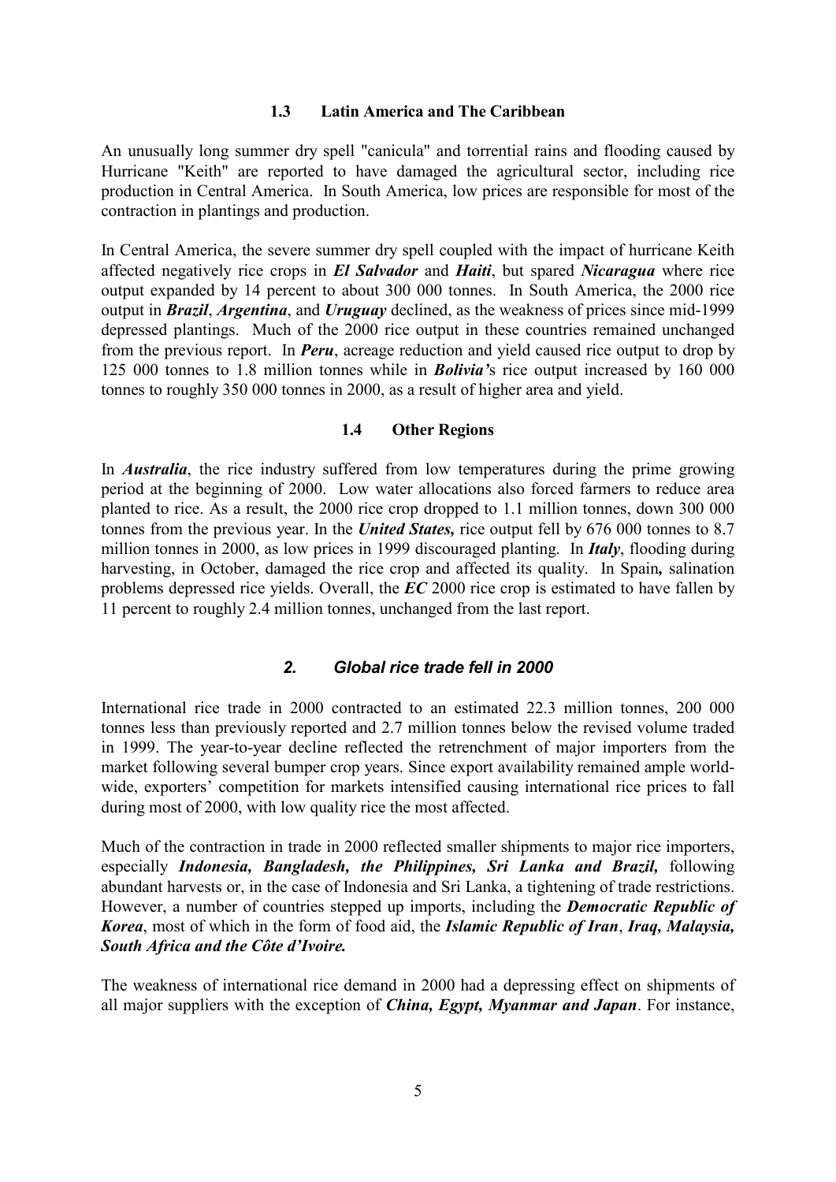### 1.3 Latin America and The Caribbean

An unusually long summer dry spell "canicula" and torrential rains and flooding caused by Hurricane "Keith" are reported to have damaged the agricultural sector, including rice production in Central America. In South America, low prices are responsible for most of the contraction in plantings and production.

In Central America, the severe summer dry spell coupled with the impact of hurricane Keith affected negatively rice crops in ***El Salvador*** and ***Haiti***, but spared ***Nicaragua*** where rice output expanded by 14 percent to about 300 000 tonnes. In South America, the 2000 rice output in ***Brazil***, ***Argentina***, and ***Uruguay*** declined, as the weakness of prices since mid-1999 depressed plantings. Much of the 2000 rice output in these countries remained unchanged from the previous report. In ***Peru***, acreage reduction and yield caused rice output to drop by 125 000 tonnes to 1.8 million tonnes while in ***Bolivia'***s rice output increased by 160 000 tonnes to roughly 350 000 tonnes in 2000, as a result of higher area and yield.

### 1.4 Other Regions

In ***Australia***, the rice industry suffered from low temperatures during the prime growing period at the beginning of 2000. Low water allocations also forced farmers to reduce area planted to rice. As a result, the 2000 rice crop dropped to 1.1 million tonnes, down 300 000 tonnes from the previous year. In the ***United States,*** rice output fell by 676 000 tonnes to 8.7 million tonnes in 2000, as low prices in 1999 discouraged planting. In ***Italy***, flooding during harvesting, in October, damaged the rice crop and affected its quality. In Spain**,** salination problems depressed rice yields. Overall, the ***EC*** 2000 rice crop is estimated to have fallen by 11 percent to roughly 2.4 million tonnes, unchanged from the last report.

## *2. Global rice trade fell in 2000*

International rice trade in 2000 contracted to an estimated 22.3 million tonnes, 200 000 tonnes less than previously reported and 2.7 million tonnes below the revised volume traded in 1999. The year-to-year decline reflected the retrenchment of major importers from the market following several bumper crop years. Since export availability remained ample world-wide, exporters' competition for markets intensified causing international rice prices to fall during most of 2000, with low quality rice the most affected.

Much of the contraction in trade in 2000 reflected smaller shipments to major rice importers, especially ***Indonesia, Bangladesh, the Philippines, Sri Lanka and Brazil,*** following abundant harvests or, in the case of Indonesia and Sri Lanka, a tightening of trade restrictions. However, a number of countries stepped up imports, including the ***Democratic Republic of Korea***, most of which in the form of food aid, the ***Islamic Republic of Iran***, ***Iraq, Malaysia, South Africa and the Côte d'Ivoire.***

The weakness of international rice demand in 2000 had a depressing effect on shipments of all major suppliers with the exception of ***China, Egypt, Myanmar and Japan***. For instance,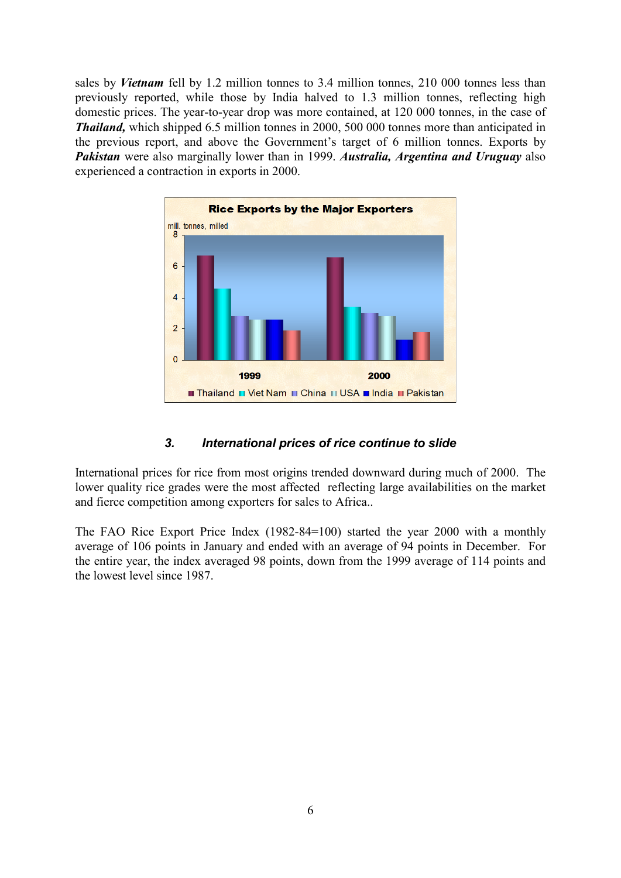sales by ***Vietnam*** fell by 1.2 million tonnes to 3.4 million tonnes, 210 000 tonnes less than previously reported, while those by India halved to 1.3 million tonnes, reflecting high domestic prices. The year-to-year drop was more contained, at 120 000 tonnes, in the case of ***Thailand,*** which shipped 6.5 million tonnes in 2000, 500 000 tonnes more than anticipated in the previous report, and above the Government's target of 6 million tonnes. Exports by ***Pakistan*** were also marginally lower than in 1999. ***Australia, Argentina and Uruguay*** also experienced a contraction in exports in 2000.

### *3. International prices of rice continue to slide*

International prices for rice from most origins trended downward during much of 2000. The lower quality rice grades were the most affected reflecting large availabilities on the market and fierce competition among exporters for sales to Africa..

The FAO Rice Export Price Index (1982-84=100) started the year 2000 with a monthly average of 106 points in January and ended with an average of 94 points in December. For the entire year, the index averaged 98 points, down from the 1999 average of 114 points and the lowest level since 1987.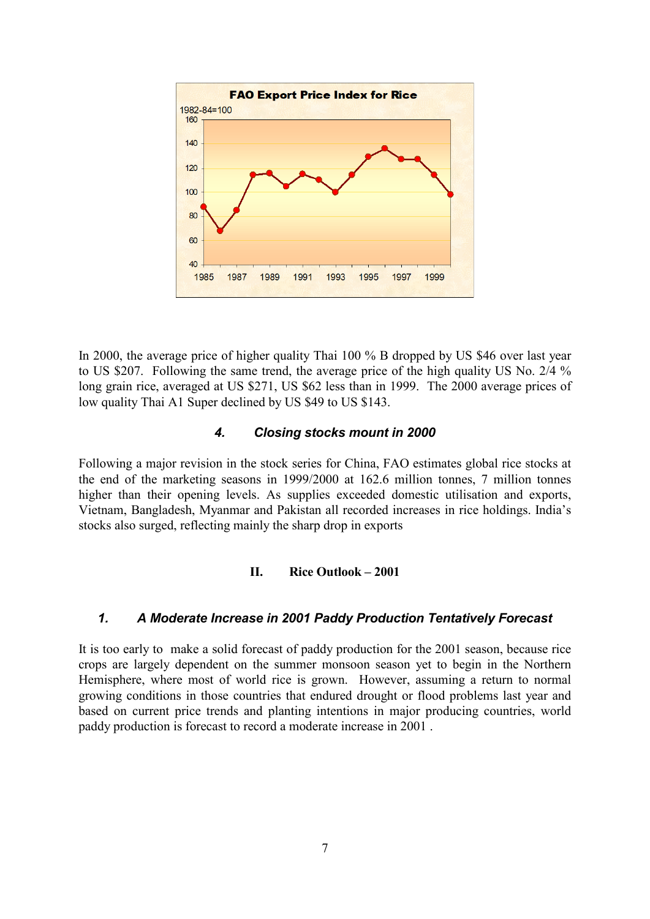**FAO Export Price Index for Rice**

1982-84=100

In 2000, the average price of higher quality Thai 100 % B dropped by US $46 over last year to US $207. Following the same trend, the average price of the high quality US No. 2/4 % long grain rice, averaged at US $271, US $62 less than in 1999. The 2000 average prices of low quality Thai A1 Super declined by US $49 to US $143.

### *4. Closing stocks mount in 2000*

Following a major revision in the stock series for China, FAO estimates global rice stocks at the end of the marketing seasons in 1999/2000 at 162.6 million tonnes, 7 million tonnes higher than their opening levels. As supplies exceeded domestic utilisation and exports, Vietnam, Bangladesh, Myanmar and Pakistan all recorded increases in rice holdings. India's stocks also surged, reflecting mainly the sharp drop in exports

## II. Rice Outlook – 2001

### *1. A Moderate Increase in 2001 Paddy Production Tentatively Forecast*

It is too early to make a solid forecast of paddy production for the 2001 season, because rice crops are largely dependent on the summer monsoon season yet to begin in the Northern Hemisphere, where most of world rice is grown. However, assuming a return to normal growing conditions in those countries that endured drought or flood problems last year and based on current price trends and planting intentions in major producing countries, world paddy production is forecast to record a moderate increase in 2001 .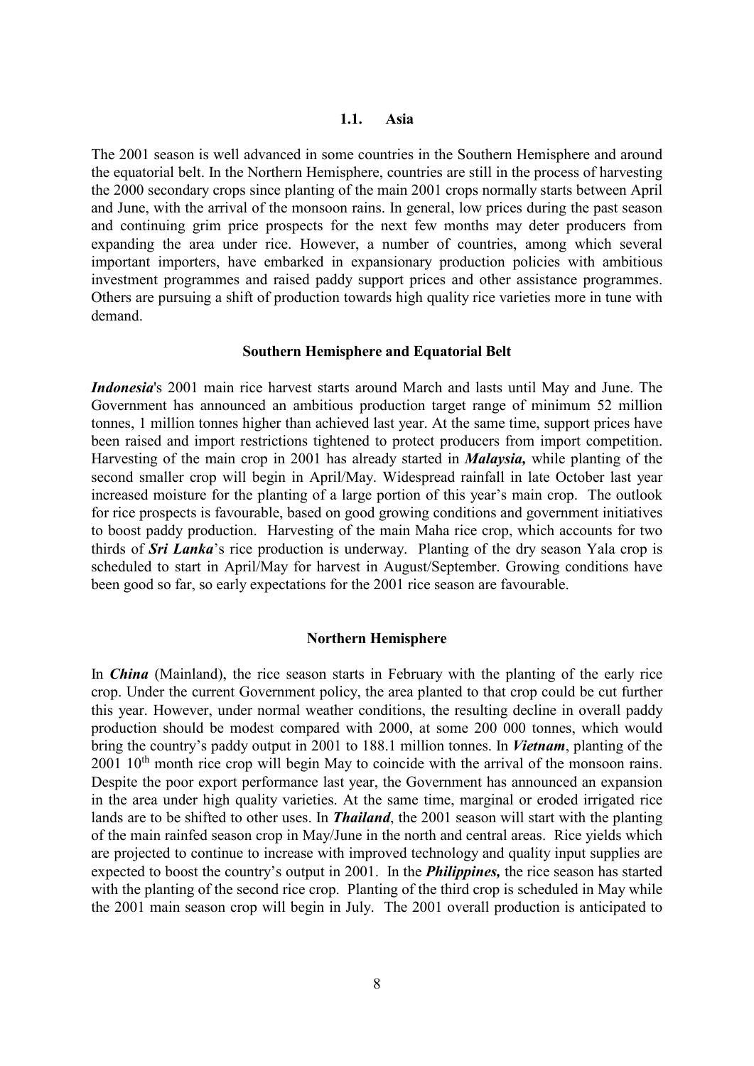## 1.1. Asia

The 2001 season is well advanced in some countries in the Southern Hemisphere and around the equatorial belt. In the Northern Hemisphere, countries are still in the process of harvesting the 2000 secondary crops since planting of the main 2001 crops normally starts between April and June, with the arrival of the monsoon rains. In general, low prices during the past season and continuing grim price prospects for the next few months may deter producers from expanding the area under rice. However, a number of countries, among which several important importers, have embarked in expansionary production policies with ambitious investment programmes and raised paddy support prices and other assistance programmes. Others are pursuing a shift of production towards high quality rice varieties more in tune with demand.

### Southern Hemisphere and Equatorial Belt

***Indonesia***'s 2001 main rice harvest starts around March and lasts until May and June. The Government has announced an ambitious production target range of minimum 52 million tonnes, 1 million tonnes higher than achieved last year. At the same time, support prices have been raised and import restrictions tightened to protect producers from import competition. Harvesting of the main crop in 2001 has already started in ***Malaysia,*** while planting of the second smaller crop will begin in April/May. Widespread rainfall in late October last year increased moisture for the planting of a large portion of this year's main crop. The outlook for rice prospects is favourable, based on good growing conditions and government initiatives to boost paddy production. Harvesting of the main Maha rice crop, which accounts for two thirds of ***Sri Lanka***'s rice production is underway. Planting of the dry season Yala crop is scheduled to start in April/May for harvest in August/September. Growing conditions have been good so far, so early expectations for the 2001 rice season are favourable.

### Northern Hemisphere

In ***China*** (Mainland), the rice season starts in February with the planting of the early rice crop. Under the current Government policy, the area planted to that crop could be cut further this year. However, under normal weather conditions, the resulting decline in overall paddy production should be modest compared with 2000, at some 200 000 tonnes, which would bring the country's paddy output in 2001 to 188.1 million tonnes. In ***Vietnam***, planting of the 2001 10th month rice crop will begin May to coincide with the arrival of the monsoon rains. Despite the poor export performance last year, the Government has announced an expansion in the area under high quality varieties. At the same time, marginal or eroded irrigated rice lands are to be shifted to other uses. In ***Thailand***, the 2001 season will start with the planting of the main rainfed season crop in May/June in the north and central areas. Rice yields which are projected to continue to increase with improved technology and quality input supplies are expected to boost the country's output in 2001. In the ***Philippines,*** the rice season has started with the planting of the second rice crop. Planting of the third crop is scheduled in May while the 2001 main season crop will begin in July. The 2001 overall production is anticipated to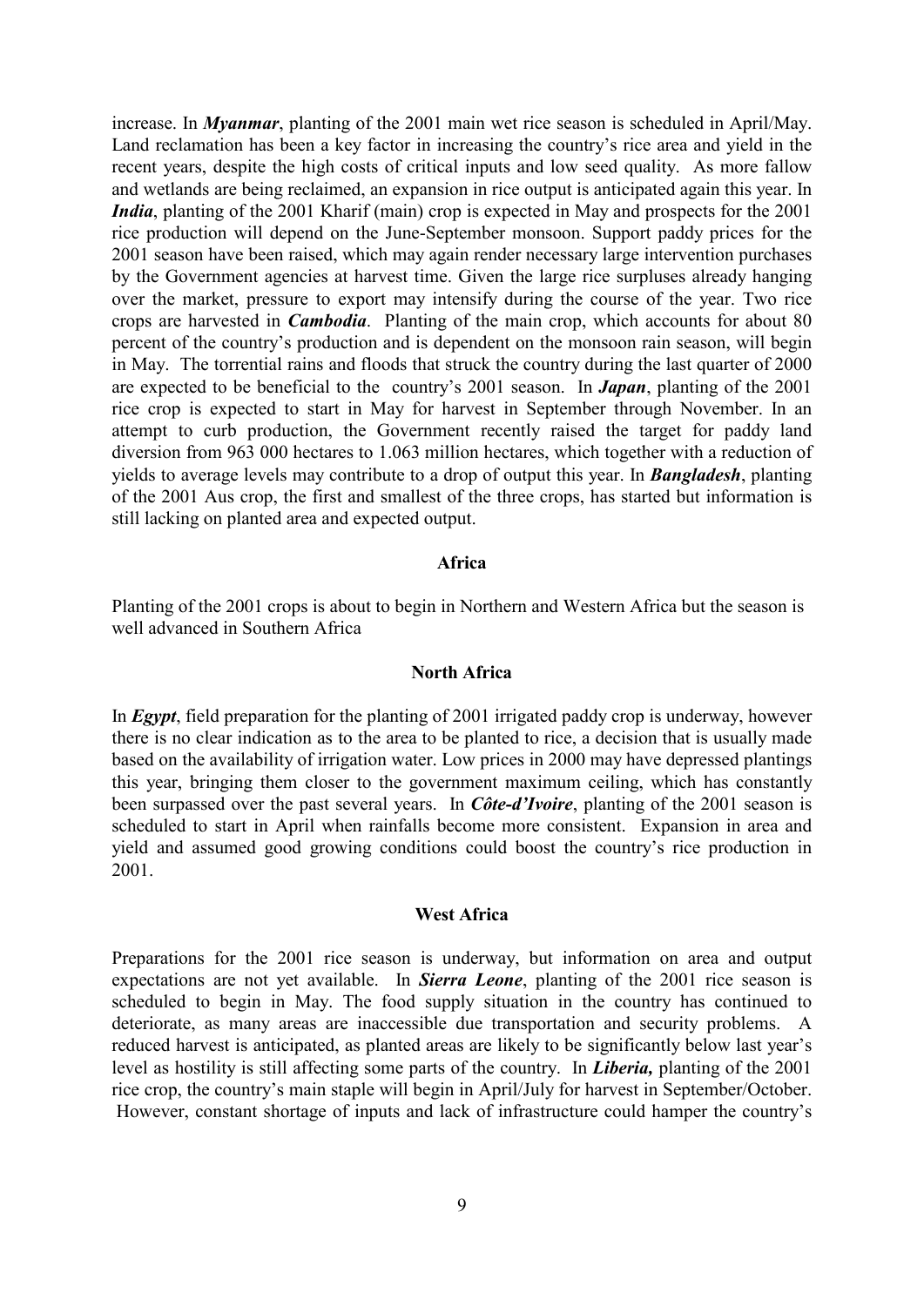increase. In ***Myanmar***, planting of the 2001 main wet rice season is scheduled in April/May. Land reclamation has been a key factor in increasing the country's rice area and yield in the recent years, despite the high costs of critical inputs and low seed quality. As more fallow and wetlands are being reclaimed, an expansion in rice output is anticipated again this year. In ***India***, planting of the 2001 Kharif (main) crop is expected in May and prospects for the 2001 rice production will depend on the June-September monsoon. Support paddy prices for the 2001 season have been raised, which may again render necessary large intervention purchases by the Government agencies at harvest time. Given the large rice surpluses already hanging over the market, pressure to export may intensify during the course of the year. Two rice crops are harvested in ***Cambodia***. Planting of the main crop, which accounts for about 80 percent of the country's production and is dependent on the monsoon rain season, will begin in May. The torrential rains and floods that struck the country during the last quarter of 2000 are expected to be beneficial to the country's 2001 season. In ***Japan***, planting of the 2001 rice crop is expected to start in May for harvest in September through November. In an attempt to curb production, the Government recently raised the target for paddy land diversion from 963 000 hectares to 1.063 million hectares, which together with a reduction of yields to average levels may contribute to a drop of output this year. In ***Bangladesh***, planting of the 2001 Aus crop, the first and smallest of the three crops, has started but information is still lacking on planted area and expected output.

## Africa

Planting of the 2001 crops is about to begin in Northern and Western Africa but the season is well advanced in Southern Africa

### North Africa

In ***Egypt***, field preparation for the planting of 2001 irrigated paddy crop is underway, however there is no clear indication as to the area to be planted to rice, a decision that is usually made based on the availability of irrigation water. Low prices in 2000 may have depressed plantings this year, bringing them closer to the government maximum ceiling, which has constantly been surpassed over the past several years. In ***Côte-d'Ivoire***, planting of the 2001 season is scheduled to start in April when rainfalls become more consistent. Expansion in area and yield and assumed good growing conditions could boost the country's rice production in 2001.

### West Africa

Preparations for the 2001 rice season is underway, but information on area and output expectations are not yet available. In ***Sierra Leone***, planting of the 2001 rice season is scheduled to begin in May. The food supply situation in the country has continued to deteriorate, as many areas are inaccessible due transportation and security problems. A reduced harvest is anticipated, as planted areas are likely to be significantly below last year's level as hostility is still affecting some parts of the country. In ***Liberia,*** planting of the 2001 rice crop, the country's main staple will begin in April/July for harvest in September/October. However, constant shortage of inputs and lack of infrastructure could hamper the country's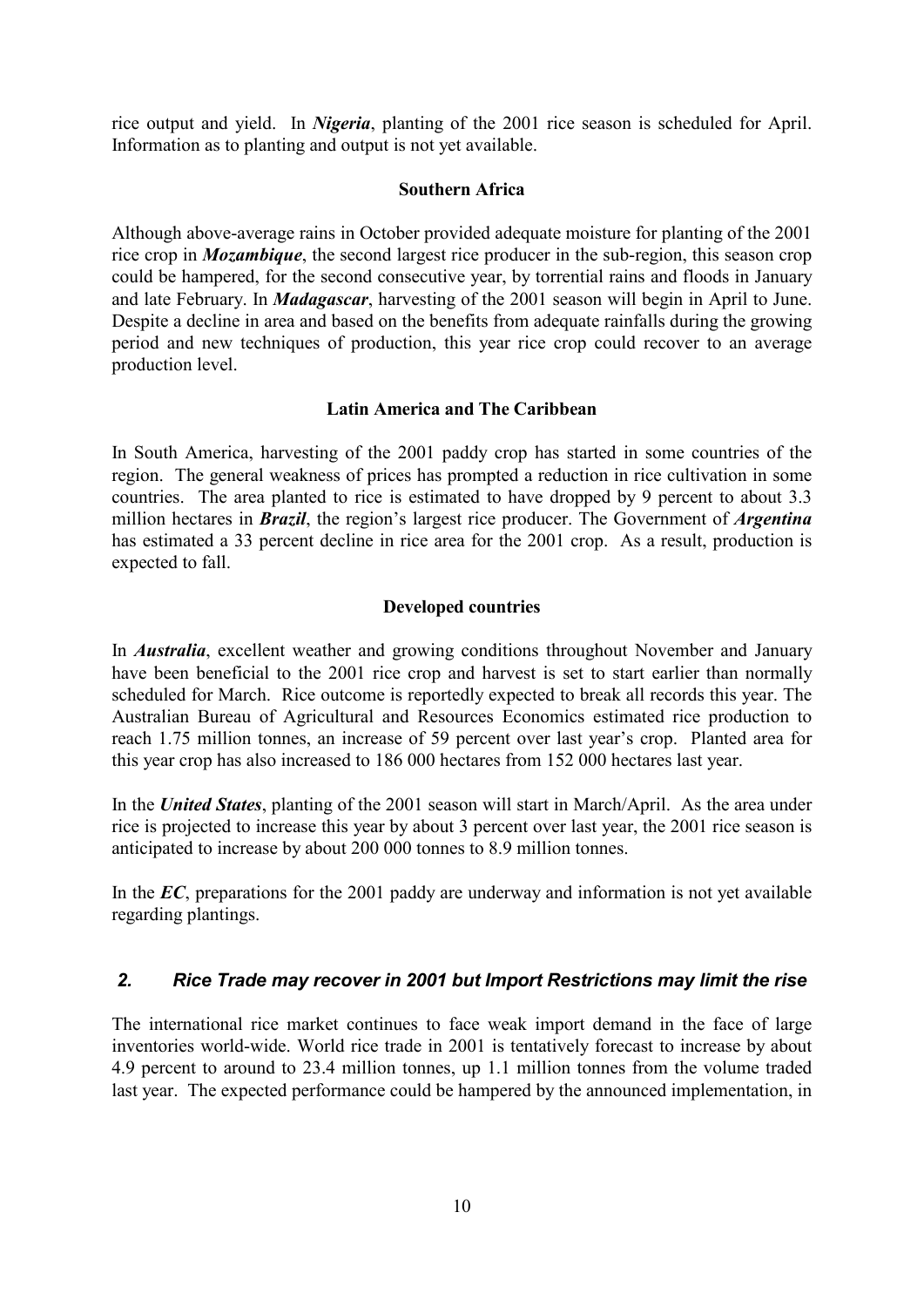rice output and yield. In ***Nigeria***, planting of the 2001 rice season is scheduled for April. Information as to planting and output is not yet available.

**Southern Africa**

Although above-average rains in October provided adequate moisture for planting of the 2001 rice crop in ***Mozambique***, the second largest rice producer in the sub-region, this season crop could be hampered, for the second consecutive year, by torrential rains and floods in January and late February. In ***Madagascar***, harvesting of the 2001 season will begin in April to June. Despite a decline in area and based on the benefits from adequate rainfalls during the growing period and new techniques of production, this year rice crop could recover to an average production level.

**Latin America and The Caribbean**

In South America, harvesting of the 2001 paddy crop has started in some countries of the region. The general weakness of prices has prompted a reduction in rice cultivation in some countries. The area planted to rice is estimated to have dropped by 9 percent to about 3.3 million hectares in ***Brazil***, the region's largest rice producer. The Government of ***Argentina*** has estimated a 33 percent decline in rice area for the 2001 crop. As a result, production is expected to fall.

**Developed countries**

In ***Australia***, excellent weather and growing conditions throughout November and January have been beneficial to the 2001 rice crop and harvest is set to start earlier than normally scheduled for March. Rice outcome is reportedly expected to break all records this year. The Australian Bureau of Agricultural and Resources Economics estimated rice production to reach 1.75 million tonnes, an increase of 59 percent over last year's crop. Planted area for this year crop has also increased to 186 000 hectares from 152 000 hectares last year.

In the ***United States***, planting of the 2001 season will start in March/April. As the area under rice is projected to increase this year by about 3 percent over last year, the 2001 rice season is anticipated to increase by about 200 000 tonnes to 8.9 million tonnes.

In the ***EC***, preparations for the 2001 paddy are underway and information is not yet available regarding plantings.

## *2. Rice Trade may recover in 2001 but Import Restrictions may limit the rise*

The international rice market continues to face weak import demand in the face of large inventories world-wide. World rice trade in 2001 is tentatively forecast to increase by about 4.9 percent to around to 23.4 million tonnes, up 1.1 million tonnes from the volume traded last year. The expected performance could be hampered by the announced implementation, in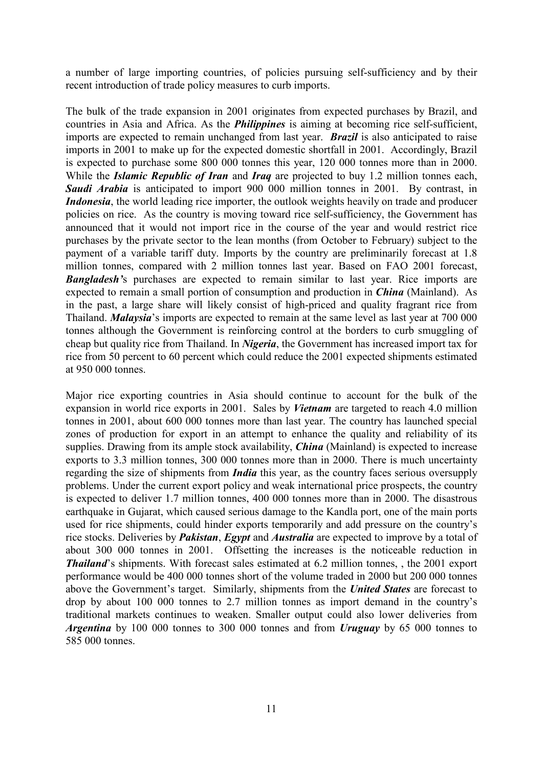a number of large importing countries, of policies pursuing self-sufficiency and by their recent introduction of trade policy measures to curb imports.

The bulk of the trade expansion in 2001 originates from expected purchases by Brazil, and countries in Asia and Africa. As the ***Philippines*** is aiming at becoming rice self-sufficient, imports are expected to remain unchanged from last year. ***Brazil*** is also anticipated to raise imports in 2001 to make up for the expected domestic shortfall in 2001. Accordingly, Brazil is expected to purchase some 800 000 tonnes this year, 120 000 tonnes more than in 2000. While the ***Islamic Republic of Iran*** and ***Iraq*** are projected to buy 1.2 million tonnes each, ***Saudi Arabia*** is anticipated to import 900 000 million tonnes in 2001. By contrast, in ***Indonesia***, the world leading rice importer, the outlook weights heavily on trade and producer policies on rice. As the country is moving toward rice self-sufficiency, the Government has announced that it would not import rice in the course of the year and would restrict rice purchases by the private sector to the lean months (from October to February) subject to the payment of a variable tariff duty. Imports by the country are preliminarily forecast at 1.8 million tonnes, compared with 2 million tonnes last year. Based on FAO 2001 forecast, ***Bangladesh'***s purchases are expected to remain similar to last year. Rice imports are expected to remain a small portion of consumption and production in ***China*** (Mainland). As in the past, a large share will likely consist of high-priced and quality fragrant rice from Thailand. ***Malaysia***'s imports are expected to remain at the same level as last year at 700 000 tonnes although the Government is reinforcing control at the borders to curb smuggling of cheap but quality rice from Thailand. In ***Nigeria***, the Government has increased import tax for rice from 50 percent to 60 percent which could reduce the 2001 expected shipments estimated at 950 000 tonnes.

Major rice exporting countries in Asia should continue to account for the bulk of the expansion in world rice exports in 2001. Sales by ***Vietnam*** are targeted to reach 4.0 million tonnes in 2001, about 600 000 tonnes more than last year. The country has launched special zones of production for export in an attempt to enhance the quality and reliability of its supplies. Drawing from its ample stock availability, ***China*** (Mainland) is expected to increase exports to 3.3 million tonnes, 300 000 tonnes more than in 2000. There is much uncertainty regarding the size of shipments from ***India*** this year, as the country faces serious oversupply problems. Under the current export policy and weak international price prospects, the country is expected to deliver 1.7 million tonnes, 400 000 tonnes more than in 2000. The disastrous earthquake in Gujarat, which caused serious damage to the Kandla port, one of the main ports used for rice shipments, could hinder exports temporarily and add pressure on the country's rice stocks. Deliveries by ***Pakistan***, ***Egypt*** and ***Australia*** are expected to improve by a total of about 300 000 tonnes in 2001. Offsetting the increases is the noticeable reduction in ***Thailand***'s shipments. With forecast sales estimated at 6.2 million tonnes, , the 2001 export performance would be 400 000 tonnes short of the volume traded in 2000 but 200 000 tonnes above the Government's target. Similarly, shipments from the ***United States*** are forecast to drop by about 100 000 tonnes to 2.7 million tonnes as import demand in the country's traditional markets continues to weaken. Smaller output could also lower deliveries from ***Argentina*** by 100 000 tonnes to 300 000 tonnes and from ***Uruguay*** by 65 000 tonnes to 585 000 tonnes.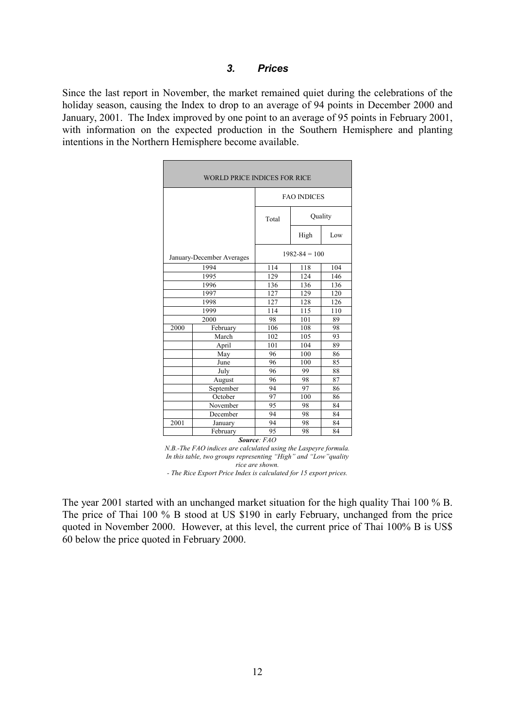### *3. Prices*

Since the last report in November, the market remained quiet during the celebrations of the holiday season, causing the Index to drop to an average of 94 points in December 2000 and January, 2001. The Index improved by one point to an average of 95 points in February 2001, with information on the expected production in the Southern Hemisphere and planting intentions in the Northern Hemisphere become available.

| WORLD PRICE INDICES FOR RICE | | | | |
|---|---|---|---|---|
| | | FAO INDICES | | |
| | | Total | Quality | |
| | | | High | Low |
| January-December Averages | | 1982-84 = 100 | | |
| 1994 | | 114 | 118 | 104 |
| 1995 | | 129 | 124 | 146 |
| 1996 | | 136 | 136 | 136 |
| 1997 | | 127 | 129 | 120 |
| 1998 | | 127 | 128 | 126 |
| 1999 | | 114 | 115 | 110 |
| 2000 | | 98 | 101 | 89 |
| 2000 | February | 106 | 108 | 98 |
| | March | 102 | 105 | 93 |
| | April | 101 | 104 | 89 |
| | May | 96 | 100 | 86 |
| | June | 96 | 100 | 85 |
| | July | 96 | 99 | 88 |
| | August | 96 | 98 | 87 |
| | September | 94 | 97 | 86 |
| | October | 97 | 100 | 86 |
| | November | 95 | 98 | 84 |
| | December | 94 | 98 | 84 |
| 2001 | January | 94 | 98 | 84 |
| | February | 95 | 98 | 84 |

***Source**: FAO*

*N.B.-The FAO indices are calculated using the Laspeyre formula. In this table, two groups representing "High" and "Low" quality rice are shown.*

*- The Rice Export Price Index is calculated for 15 export prices.*

The year 2001 started with an unchanged market situation for the high quality Thai 100 % B. The price of Thai 100 % B stood at US $190 in early February, unchanged from the price quoted in November 2000. However, at this level, the current price of Thai 100% B is US$ 60 below the price quoted in February 2000.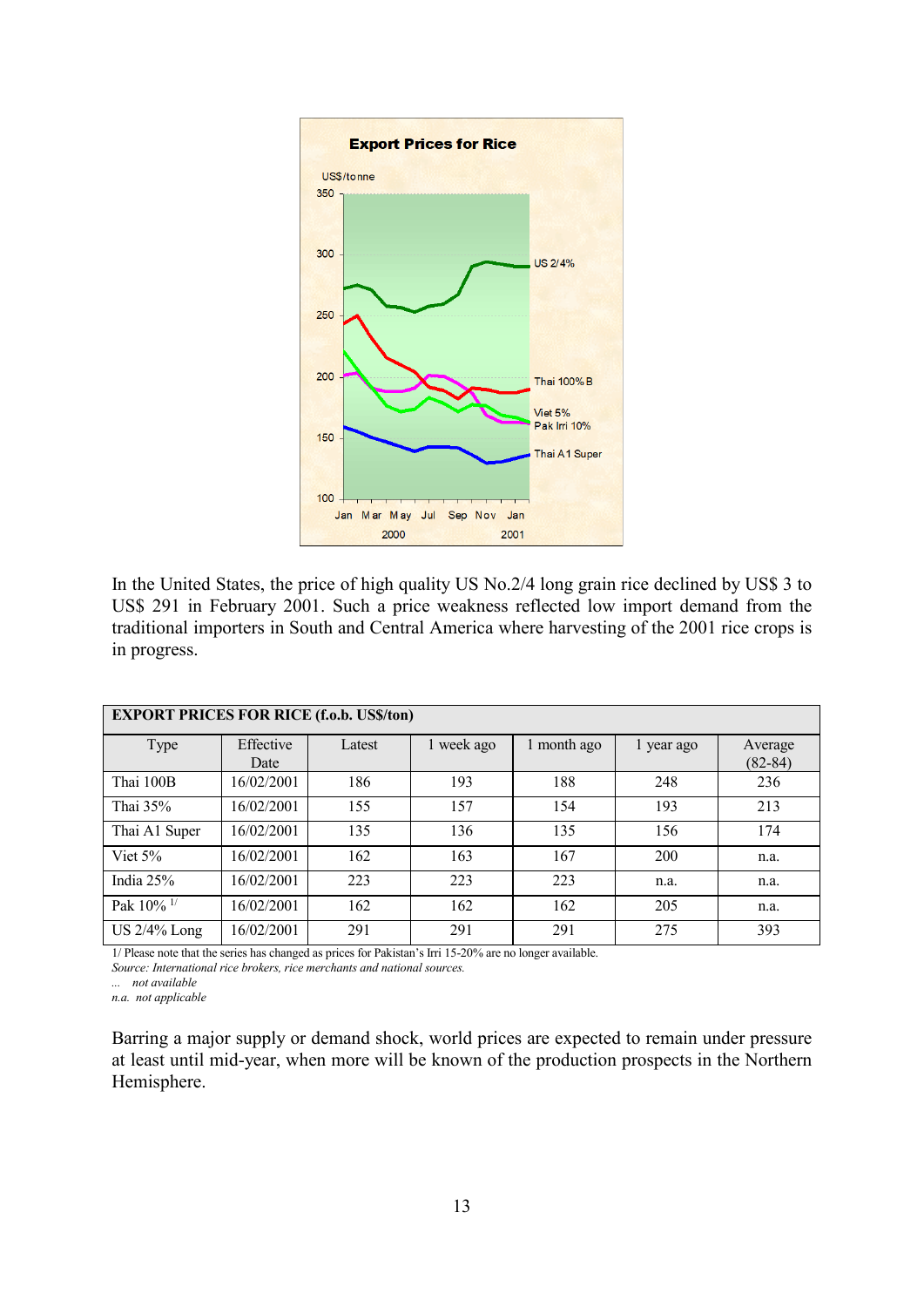**Export Prices for Rice**

In the United States, the price of high quality US No.2/4 long grain rice declined by US$ 3 to US$ 291 in February 2001. Such a price weakness reflected low import demand from the traditional importers in South and Central America where harvesting of the 2001 rice crops is in progress.

| **EXPORT PRICES FOR RICE (f.o.b. US$/ton)** | | | | | | |
|---|---|---|---|---|---|---|
| Type | Effective Date | Latest | 1 week ago | 1 month ago | 1 year ago | Average (82-84) |
| Thai 100B | 16/02/2001 | 186 | 193 | 188 | 248 | 236 |
| Thai 35% | 16/02/2001 | 155 | 157 | 154 | 193 | 213 |
| Thai A1 Super | 16/02/2001 | 135 | 136 | 135 | 156 | 174 |
| Viet 5% | 16/02/2001 | 162 | 163 | 167 | 200 | n.a. |
| India 25% | 16/02/2001 | 223 | 223 | 223 | n.a. | n.a. |
| Pak 10% [1/] | 16/02/2001 | 162 | 162 | 162 | 205 | n.a. |
| US 2/4% Long | 16/02/2001 | 291 | 291 | 291 | 275 | 393 |

1/ Please note that the series has changed as prices for Pakistan's Irri 15-20% are no longer available.
*Source: International rice brokers, rice merchants and national sources.*
*... not available*
*n.a. not applicable*

Barring a major supply or demand shock, world prices are expected to remain under pressure at least until mid-year, when more will be known of the production prospects in the Northern Hemisphere.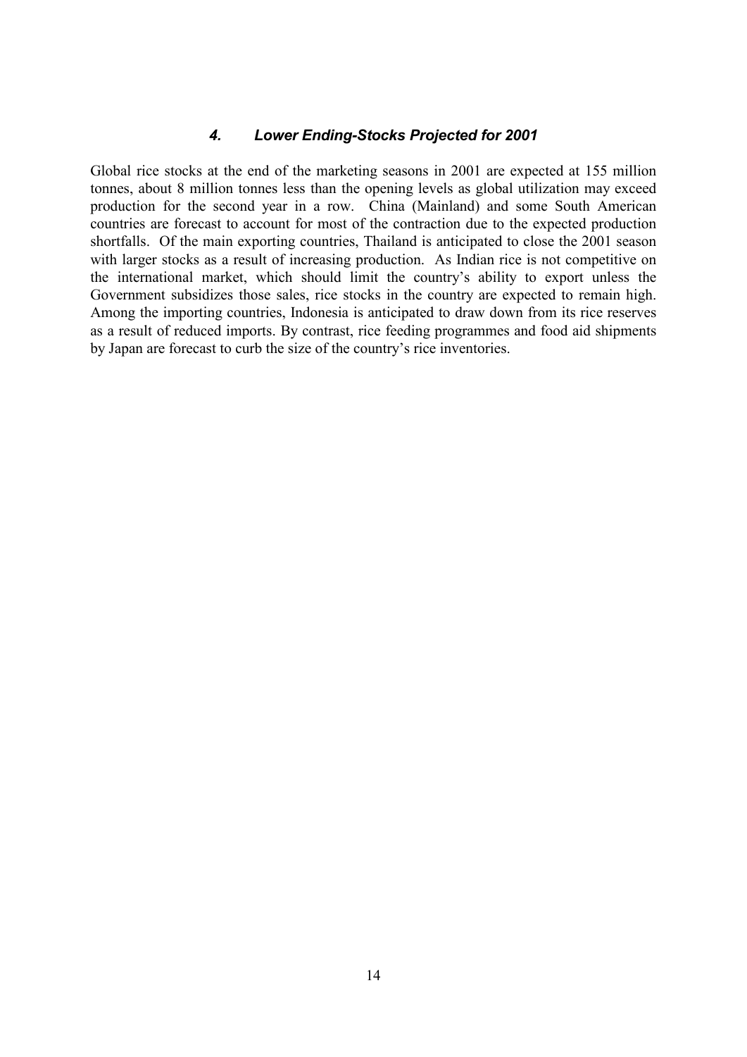### *4. Lower Ending-Stocks Projected for 2001*

Global rice stocks at the end of the marketing seasons in 2001 are expected at 155 million tonnes, about 8 million tonnes less than the opening levels as global utilization may exceed production for the second year in a row. China (Mainland) and some South American countries are forecast to account for most of the contraction due to the expected production shortfalls. Of the main exporting countries, Thailand is anticipated to close the 2001 season with larger stocks as a result of increasing production. As Indian rice is not competitive on the international market, which should limit the country's ability to export unless the Government subsidizes those sales, rice stocks in the country are expected to remain high. Among the importing countries, Indonesia is anticipated to draw down from its rice reserves as a result of reduced imports. By contrast, rice feeding programmes and food aid shipments by Japan are forecast to curb the size of the country's rice inventories.